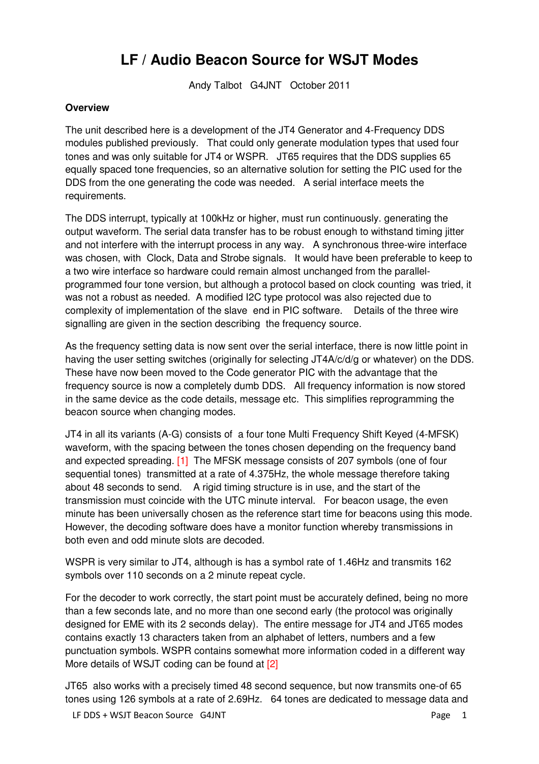# LF / Audio Beacon Source for WSJT Modes

Andy Talbot G4JNT October 2011

**Overview**

The unit described here is a development of the JT4 Generator and 4-Frequency DDS modules published previously. That could only generate modulation types that used four tones and was only suitable for JT4 or WSPR. JT65 requires that the DDS supplies 65 equally spaced tone frequencies, so an alternative solution for setting the PIC used for the DDS from the one generating the code was needed. A serial interface meets the requirements.

The DDS interrupt, typically at 100kHz or higher, must run continuously. generating the output waveform. The serial data transfer has to be robust enough to withstand timing jitter and not interfere with the interrupt process in any way. A synchronous three-wire interface was chosen, with Clock, Data and Strobe signals. It would have been preferable to keep to a two wire interface so hardware could remain almost unchanged from the parallel-programmed four tone version, but although a protocol based on clock counting was tried, it was not a robust as needed. A modified I2C type protocol was also rejected due to complexity of implementation of the slave end in PIC software. Details of the three wire signalling are given in the section describing the frequency source.

As the frequency setting data is now sent over the serial interface, there is now little point in having the user setting switches (originally for selecting JT4A/c/d/g or whatever) on the DDS. These have now been moved to the Code generator PIC with the advantage that the frequency source is now a completely dumb DDS. All frequency information is now stored in the same device as the code details, message etc. This simplifies reprogramming the beacon source when changing modes.

JT4 in all its variants (A-G) consists of a four tone Multi Frequency Shift Keyed (4-MFSK) waveform, with the spacing between the tones chosen depending on the frequency band and expected spreading. [1] The MFSK message consists of 207 symbols (one of four sequential tones) transmitted at a rate of 4.375Hz, the whole message therefore taking about 48 seconds to send. A rigid timing structure is in use, and the start of the transmission must coincide with the UTC minute interval. For beacon usage, the even minute has been universally chosen as the reference start time for beacons using this mode. However, the decoding software does have a monitor function whereby transmissions in both even and odd minute slots are decoded.

WSPR is very similar to JT4, although is has a symbol rate of 1.46Hz and transmits 162 symbols over 110 seconds on a 2 minute repeat cycle.

For the decoder to work correctly, the start point must be accurately defined, being no more than a few seconds late, and no more than one second early (the protocol was originally designed for EME with its 2 seconds delay). The entire message for JT4 and JT65 modes contains exactly 13 characters taken from an alphabet of letters, numbers and a few punctuation symbols. WSPR contains somewhat more information coded in a different way More details of WSJT coding can be found at [2]

JT65 also works with a precisely timed 48 second sequence, but now transmits one-of 65 tones using 126 symbols at a rate of 2.69Hz. 64 tones are dedicated to message data and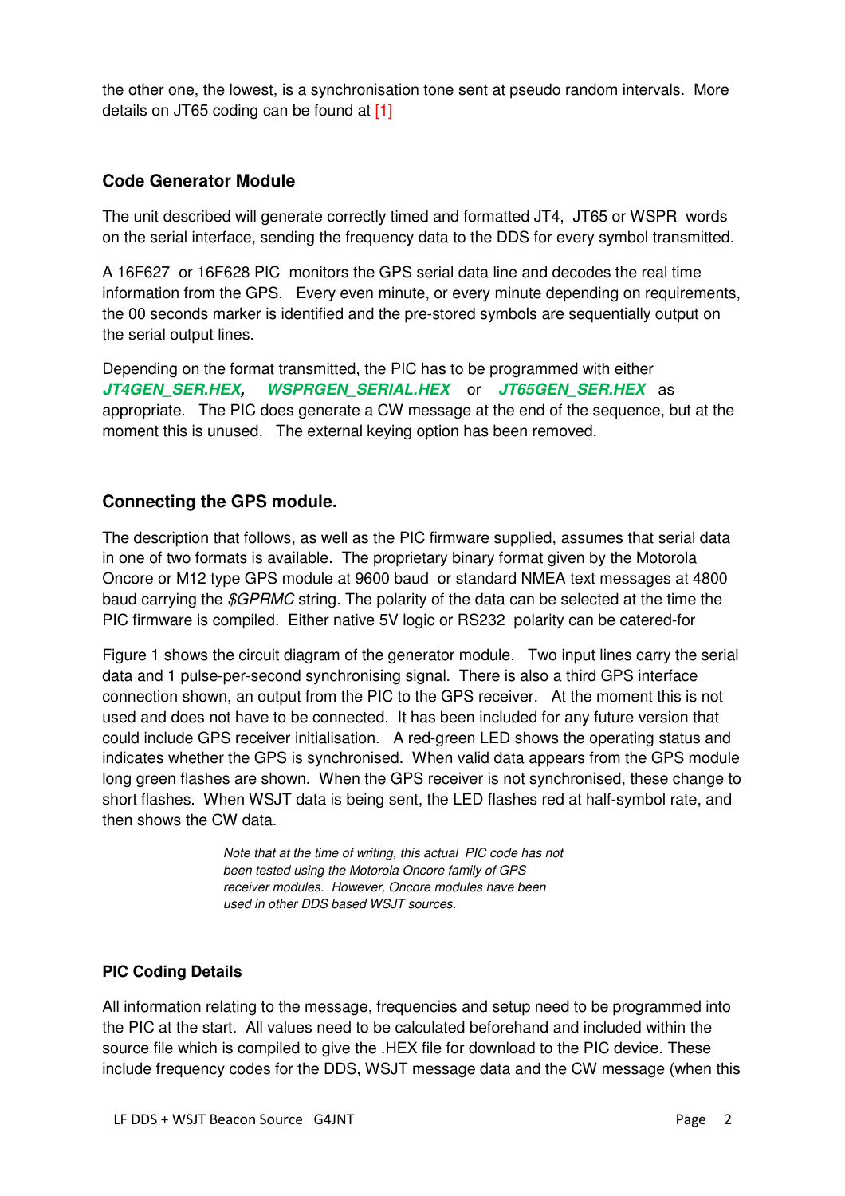the other one, the lowest, is a synchronisation tone sent at pseudo random intervals. More details on JT65 coding can be found at [1]

## Code Generator Module

The unit described will generate correctly timed and formatted JT4, JT65 or WSPR words on the serial interface, sending the frequency data to the DDS for every symbol transmitted.

A 16F627 or 16F628 PIC monitors the GPS serial data line and decodes the real time information from the GPS. Every even minute, or every minute depending on requirements, the 00 seconds marker is identified and the pre-stored symbols are sequentially output on the serial output lines.

Depending on the format transmitted, the PIC has to be programmed with either ***JT4GEN_SER.HEX***, ***WSPRGEN_SERIAL.HEX*** or ***JT65GEN_SER.HEX*** as appropriate. The PIC does generate a CW message at the end of the sequence, but at the moment this is unused. The external keying option has been removed.

## Connecting the GPS module.

The description that follows, as well as the PIC firmware supplied, assumes that serial data in one of two formats is available. The proprietary binary format given by the Motorola Oncore or M12 type GPS module at 9600 baud or standard NMEA text messages at 4800 baud carrying the *$GPRMC* string. The polarity of the data can be selected at the time the PIC firmware is compiled. Either native 5V logic or RS232 polarity can be catered-for

Figure 1 shows the circuit diagram of the generator module. Two input lines carry the serial data and 1 pulse-per-second synchronising signal. There is also a third GPS interface connection shown, an output from the PIC to the GPS receiver. At the moment this is not used and does not have to be connected. It has been included for any future version that could include GPS receiver initialisation. A red-green LED shows the operating status and indicates whether the GPS is synchronised. When valid data appears from the GPS module long green flashes are shown. When the GPS receiver is not synchronised, these change to short flashes. When WSJT data is being sent, the LED flashes red at half-symbol rate, and then shows the CW data.

*Note that at the time of writing, this actual PIC code has not been tested using the Motorola Oncore family of GPS receiver modules. However, Oncore modules have been used in other DDS based WSJT sources.*

## PIC Coding Details

All information relating to the message, frequencies and setup need to be programmed into the PIC at the start. All values need to be calculated beforehand and included within the source file which is compiled to give the .HEX file for download to the PIC device. These include frequency codes for the DDS, WSJT message data and the CW message (when this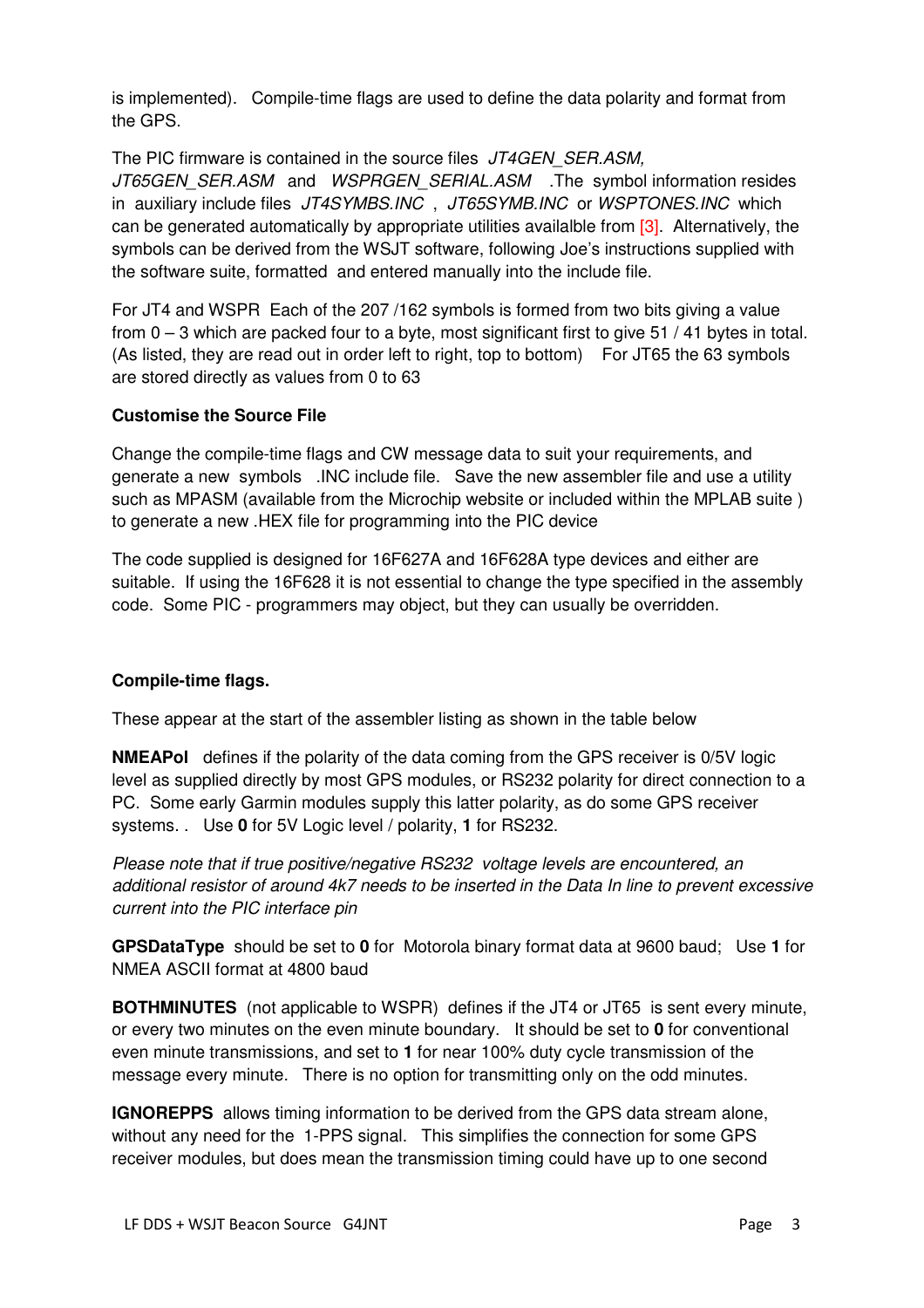is implemented). Compile-time flags are used to define the data polarity and format from the GPS.

The PIC firmware is contained in the source files *JT4GEN_SER.ASM, JT65GEN_SER.ASM* and *WSPRGEN_SERIAL.ASM* .The symbol information resides in auxiliary include files *JT4SYMBS.INC* , *JT65SYMB.INC* or *WSPTONES.INC* which can be generated automatically by appropriate utilities availalble from [3]. Alternatively, the symbols can be derived from the WSJT software, following Joe's instructions supplied with the software suite, formatted and entered manually into the include file.

For JT4 and WSPR Each of the 207 /162 symbols is formed from two bits giving a value from 0 – 3 which are packed four to a byte, most significant first to give 51 / 41 bytes in total. (As listed, they are read out in order left to right, top to bottom) For JT65 the 63 symbols are stored directly as values from 0 to 63

**Customise the Source File**

Change the compile-time flags and CW message data to suit your requirements, and generate a new symbols .INC include file. Save the new assembler file and use a utility such as MPASM (available from the Microchip website or included within the MPLAB suite ) to generate a new .HEX file for programming into the PIC device

The code supplied is designed for 16F627A and 16F628A type devices and either are suitable. If using the 16F628 it is not essential to change the type specified in the assembly code. Some PIC - programmers may object, but they can usually be overridden.

**Compile-time flags.**

These appear at the start of the assembler listing as shown in the table below

**NMEAPol** defines if the polarity of the data coming from the GPS receiver is 0/5V logic level as supplied directly by most GPS modules, or RS232 polarity for direct connection to a PC. Some early Garmin modules supply this latter polarity, as do some GPS receiver systems. . Use **0** for 5V Logic level / polarity, **1** for RS232.

*Please note that if true positive/negative RS232 voltage levels are encountered, an additional resistor of around 4k7 needs to be inserted in the Data In line to prevent excessive current into the PIC interface pin*

**GPSDataType** should be set to **0** for Motorola binary format data at 9600 baud; Use **1** for NMEA ASCII format at 4800 baud

**BOTHMINUTES** (not applicable to WSPR) defines if the JT4 or JT65 is sent every minute, or every two minutes on the even minute boundary. It should be set to **0** for conventional even minute transmissions, and set to **1** for near 100% duty cycle transmission of the message every minute. There is no option for transmitting only on the odd minutes.

**IGNOREPPS** allows timing information to be derived from the GPS data stream alone, without any need for the 1-PPS signal. This simplifies the connection for some GPS receiver modules, but does mean the transmission timing could have up to one second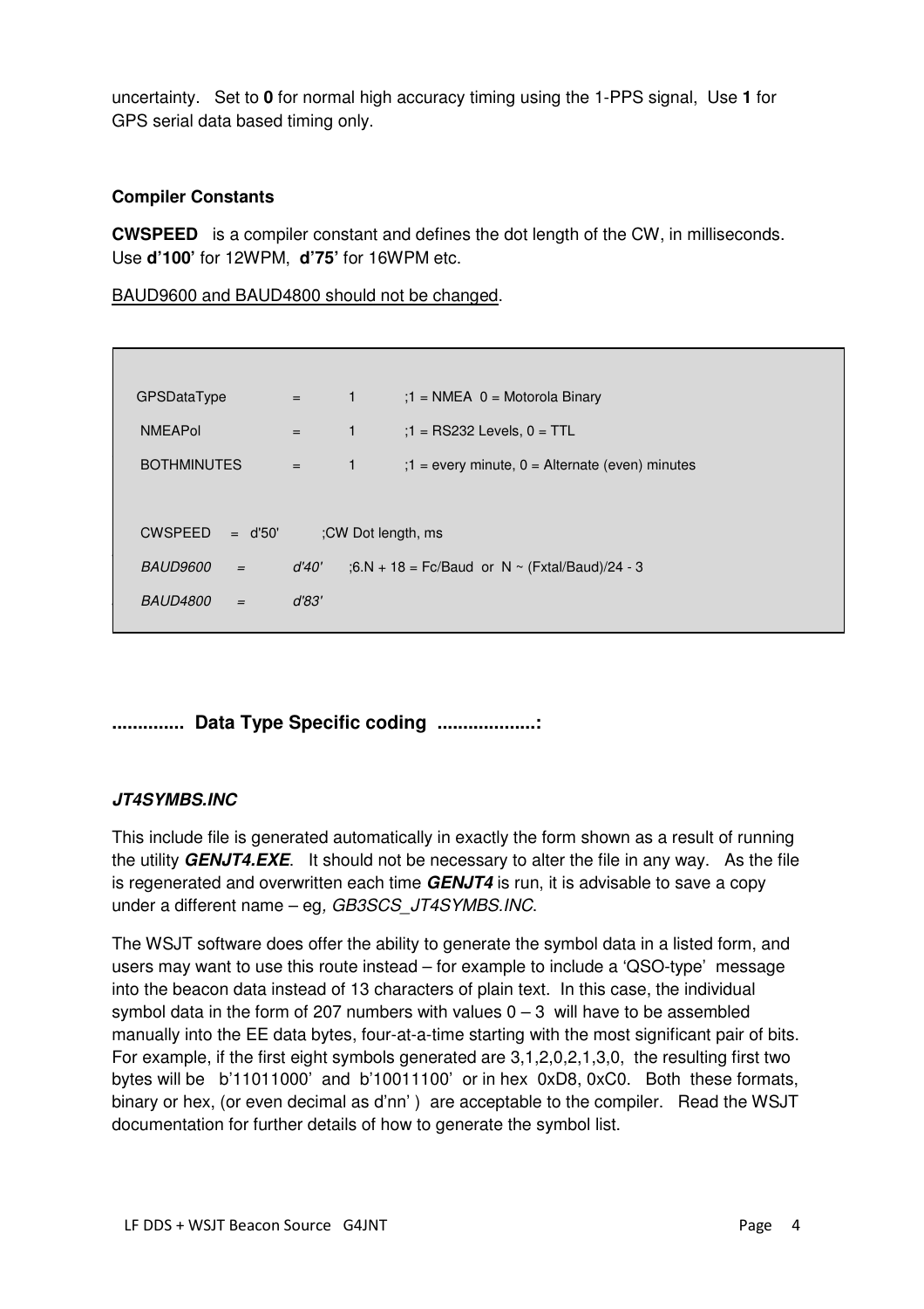uncertainty.   Set to **0** for normal high accuracy timing using the 1-PPS signal,  Use **1** for GPS serial data based timing only.

**Compiler Constants**

**CWSPEED**   is a compiler constant and defines the dot length of the CW, in milliseconds. Use **d'100'** for 12WPM,  **d'75'** for 16WPM etc.

BAUD9600 and BAUD4800 should not be changed.

```
GPSDataType      =    1      ;1 = NMEA  0 = Motorola Binary
NMEAPol          =    1      ;1 = RS232 Levels, 0 = TTL
BOTHMINUTES      =    1      ;1 = every minute, 0 = Alternate (even) minutes

CWSPEED    =  d'50'      ;CW Dot length, ms
BAUD9600      =    d'40'    ;6.N + 18 = Fc/Baud  or  N ~ (Fxtal/Baud)/24 - 3
BAUD4800      =    d'83'
```

**.............  Data Type Specific coding  ..................:**

***JT4SYMBS.INC***

This include file is generated automatically in exactly the form shown as a result of running the utility ***GENJT4.EXE***.   It should not be necessary to alter the file in any way.   As the file is regenerated and overwritten each time ***GENJT4*** is run, it is advisable to save a copy under a different name – eg*, GB3SCS_JT4SYMBS.INC*.

The WSJT software does offer the ability to generate the symbol data in a listed form, and users may want to use this route instead – for example to include a 'QSO-type'  message into the beacon data instead of 13 characters of plain text.  In this case, the individual symbol data in the form of 207 numbers with values 0 – 3  will have to be assembled manually into the EE data bytes, four-at-a-time starting with the most significant pair of bits. For example, if the first eight symbols generated are 3,1,2,0,2,1,3,0,  the resulting first two bytes will be   b'11011000'  and  b'10011100'  or in hex  0xD8, 0xC0.   Both  these formats, binary or hex, (or even decimal as d'nn' )  are acceptable to the compiler.   Read the WSJT documentation for further details of how to generate the symbol list.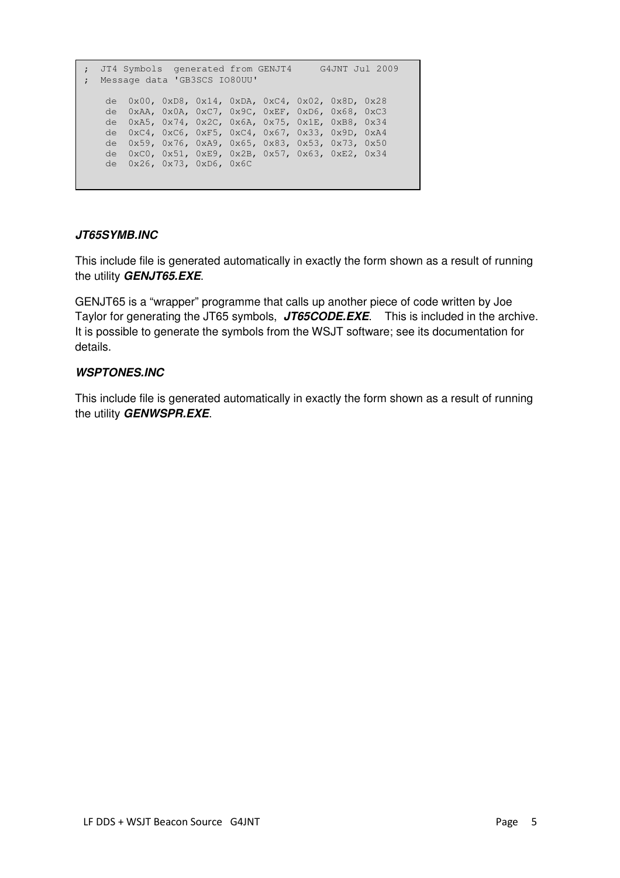```
;  JT4 Symbols  generated from GENJT4     G4JNT Jul 2009
;  Message data 'GB3SCS IO80UU'

    de  0x00, 0xD8, 0x14, 0xDA, 0xC4, 0x02, 0x8D, 0x28
    de  0xAA, 0x0A, 0xC7, 0x9C, 0xEF, 0xD6, 0x68, 0xC3
    de  0xA5, 0x74, 0x2C, 0x6A, 0x75, 0x1E, 0xB8, 0x34
    de  0xC4, 0xC6, 0xF5, 0xC4, 0x67, 0x33, 0x9D, 0xA4
    de  0x59, 0x76, 0xA9, 0x65, 0x83, 0x53, 0x73, 0x50
    de  0xC0, 0x51, 0xE9, 0x2B, 0x57, 0x63, 0xE2, 0x34
    de  0x26, 0x73, 0xD6, 0x6C
```

***JT65SYMB.INC***

This include file is generated automatically in exactly the form shown as a result of running the utility ***GENJT65.EXE***.

GENJT65 is a “wrapper” programme that calls up another piece of code written by Joe Taylor for generating the JT65 symbols, ***JT65CODE.EXE***. This is included in the archive. It is possible to generate the symbols from the WSJT software; see its documentation for details.

***WSPTONES.INC***

This include file is generated automatically in exactly the form shown as a result of running the utility ***GENWSPR.EXE***.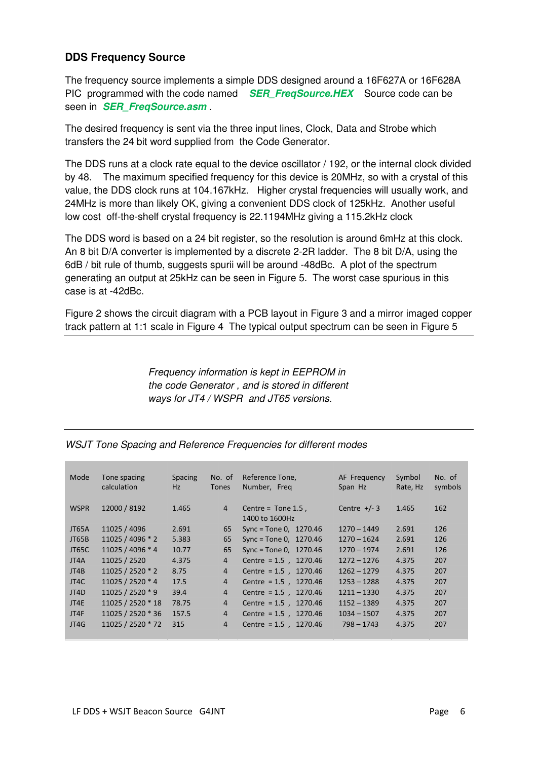### DDS Frequency Source

The frequency source implements a simple DDS designed around a 16F627A or 16F628A PIC programmed with the code named ***SER_FreqSource.HEX*** Source code can be seen in ***SER_FreqSource.asm*** .

The desired frequency is sent via the three input lines, Clock, Data and Strobe which transfers the 24 bit word supplied from the Code Generator.

The DDS runs at a clock rate equal to the device oscillator / 192, or the internal clock divided by 48. The maximum specified frequency for this device is 20MHz, so with a crystal of this value, the DDS clock runs at 104.167kHz. Higher crystal frequencies will usually work, and 24MHz is more than likely OK, giving a convenient DDS clock of 125kHz. Another useful low cost off-the-shelf crystal frequency is 22.1194MHz giving a 115.2kHz clock

The DDS word is based on a 24 bit register, so the resolution is around 6mHz at this clock. An 8 bit D/A converter is implemented by a discrete 2-2R ladder. The 8 bit D/A, using the 6dB / bit rule of thumb, suggests spurii will be around -48dBc. A plot of the spectrum generating an output at 25kHz can be seen in Figure 5. The worst case spurious in this case is at -42dBc.

Figure 2 shows the circuit diagram with a PCB layout in Figure 3 and a mirror imaged copper track pattern at 1:1 scale in Figure 4 The typical output spectrum can be seen in Figure 5

---

*Frequency information is kept in EEPROM in the code Generator , and is stored in different ways for JT4 / WSPR and JT65 versions.*

---

*WSJT Tone Spacing and Reference Frequencies for different modes*

| Mode | Tone spacing calculation | Spacing Hz | No. of Tones | Reference Tone, Number, Freq | AF Frequency Span Hz | Symbol Rate, Hz | No. of symbols |
|---|---|---|---|---|---|---|---|
| WSPR | 12000 / 8192 | 1.465 | 4 | Centre = Tone 1.5 , 1400 to 1600Hz | Centre +/- 3 | 1.465 | 162 |
| JT65A | 11025 / 4096 | 2.691 | 65 | Sync = Tone 0, 1270.46 | 1270 – 1449 | 2.691 | 126 |
| JT65B | 11025 / 4096 * 2 | 5.383 | 65 | Sync = Tone 0, 1270.46 | 1270 – 1624 | 2.691 | 126 |
| JT65C | 11025 / 4096 * 4 | 10.77 | 65 | Sync = Tone 0, 1270.46 | 1270 – 1974 | 2.691 | 126 |
| JT4A | 11025 / 2520 | 4.375 | 4 | Centre = 1.5 , 1270.46 | 1272 – 1276 | 4.375 | 207 |
| JT4B | 11025 / 2520 * 2 | 8.75 | 4 | Centre = 1.5 , 1270.46 | 1262 – 1279 | 4.375 | 207 |
| JT4C | 11025 / 2520 * 4 | 17.5 | 4 | Centre = 1.5 , 1270.46 | 1253 – 1288 | 4.375 | 207 |
| JT4D | 11025 / 2520 * 9 | 39.4 | 4 | Centre = 1.5 , 1270.46 | 1211 – 1330 | 4.375 | 207 |
| JT4E | 11025 / 2520 * 18 | 78.75 | 4 | Centre = 1.5 , 1270.46 | 1152 – 1389 | 4.375 | 207 |
| JT4F | 11025 / 2520 * 36 | 157.5 | 4 | Centre = 1.5 , 1270.46 | 1034 – 1507 | 4.375 | 207 |
| JT4G | 11025 / 2520 * 72 | 315 | 4 | Centre = 1.5 , 1270.46 | 798 – 1743 | 4.375 | 207 |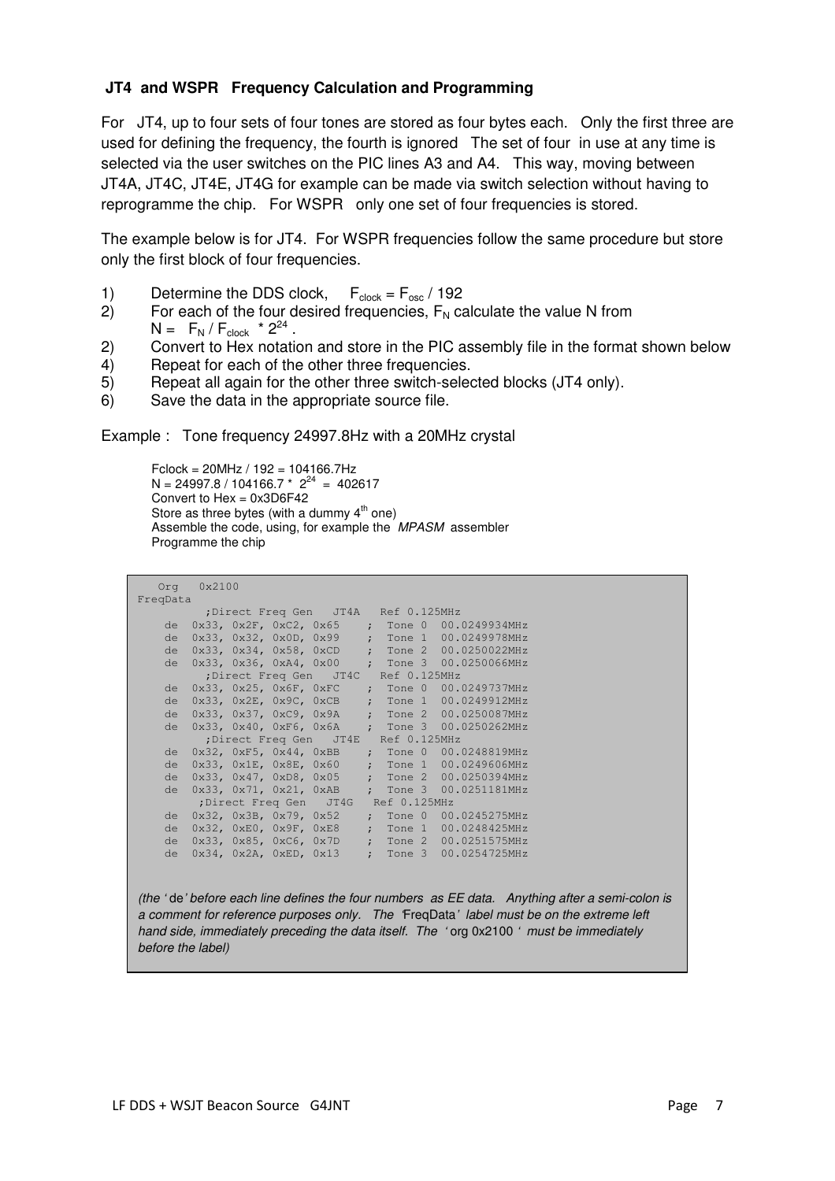**JT4 and WSPR Frequency Calculation and Programming**

For JT4, up to four sets of four tones are stored as four bytes each. Only the first three are used for defining the frequency, the fourth is ignored The set of four in use at any time is selected via the user switches on the PIC lines A3 and A4. This way, moving between JT4A, JT4C, JT4E, JT4G for example can be made via switch selection without having to reprogramme the chip. For WSPR only one set of four frequencies is stored.

The example below is for JT4. For WSPR frequencies follow the same procedure but store only the first block of four frequencies.

1) Determine the DDS clock, $F_{clock} = F_{osc} / 192$
2) For each of the four desired frequencies, $F_N$ calculate the value N from $N = F_N / F_{clock} * 2^{24}$ .
2) Convert to Hex notation and store in the PIC assembly file in the format shown below
4) Repeat for each of the other three frequencies.
5) Repeat all again for the other three switch-selected blocks (JT4 only).
6) Save the data in the appropriate source file.

Example : Tone frequency 24997.8Hz with a 20MHz crystal

> Fclock = 20MHz / 192 = 104166.7Hz
> $N = 24997.8 / 104166.7 * 2^{24} = 402617$
> Convert to Hex = 0x3D6F42
> Store as three bytes (with a dummy 4th one)
> Assemble the code, using, for example the *MPASM* assembler
> Programme the chip

```
   Org   0x2100
FreqData
          ;Direct Freq Gen   JT4A   Ref 0.125MHz
    de  0x33, 0x2F, 0xC2, 0x65    ;  Tone 0  00.0249934MHz
    de  0x33, 0x32, 0x0D, 0x99    ;  Tone 1  00.0249978MHz
    de  0x33, 0x34, 0x58, 0xCD    ;  Tone 2  00.0250022MHz
    de  0x33, 0x36, 0xA4, 0x00    ;  Tone 3  00.0250066MHz
          ;Direct Freq Gen   JT4C   Ref 0.125MHz
    de  0x33, 0x25, 0x6F, 0xFC    ;  Tone 0  00.0249737MHz
    de  0x33, 0x2E, 0x9C, 0xCB    ;  Tone 1  00.0249912MHz
    de  0x33, 0x37, 0xC9, 0x9A    ;  Tone 2  00.0250087MHz
    de  0x33, 0x40, 0xF6, 0x6A    ;  Tone 3  00.0250262MHz
          ;Direct Freq Gen   JT4E   Ref 0.125MHz
    de  0x32, 0xF5, 0x44, 0xBB    ;  Tone 0  00.0248819MHz
    de  0x33, 0x1E, 0x8E, 0x60    ;  Tone 1  00.0249606MHz
    de  0x33, 0x47, 0xD8, 0x05    ;  Tone 2  00.0250394MHz
    de  0x33, 0x71, 0x21, 0xAB    ;  Tone 3  00.0251181MHz
         ;Direct Freq Gen   JT4G   Ref 0.125MHz
    de  0x32, 0x3B, 0x79, 0x52    ;  Tone 0  00.0245275MHz
    de  0x32, 0xE0, 0x9F, 0xE8    ;  Tone 1  00.0248425MHz
    de  0x33, 0x85, 0xC6, 0x7D    ;  Tone 2  00.0251575MHz
    de  0x34, 0x2A, 0xED, 0x13    ;  Tone 3  00.0254725MHz
```

*(the '* de*' before each line defines the four numbers as EE data. Anything after a semi-colon is a comment for reference purposes only. The '*FreqData*' label must be on the extreme left hand side, immediately preceding the data itself. The '* org 0x2100 *' must be immediately before the label)*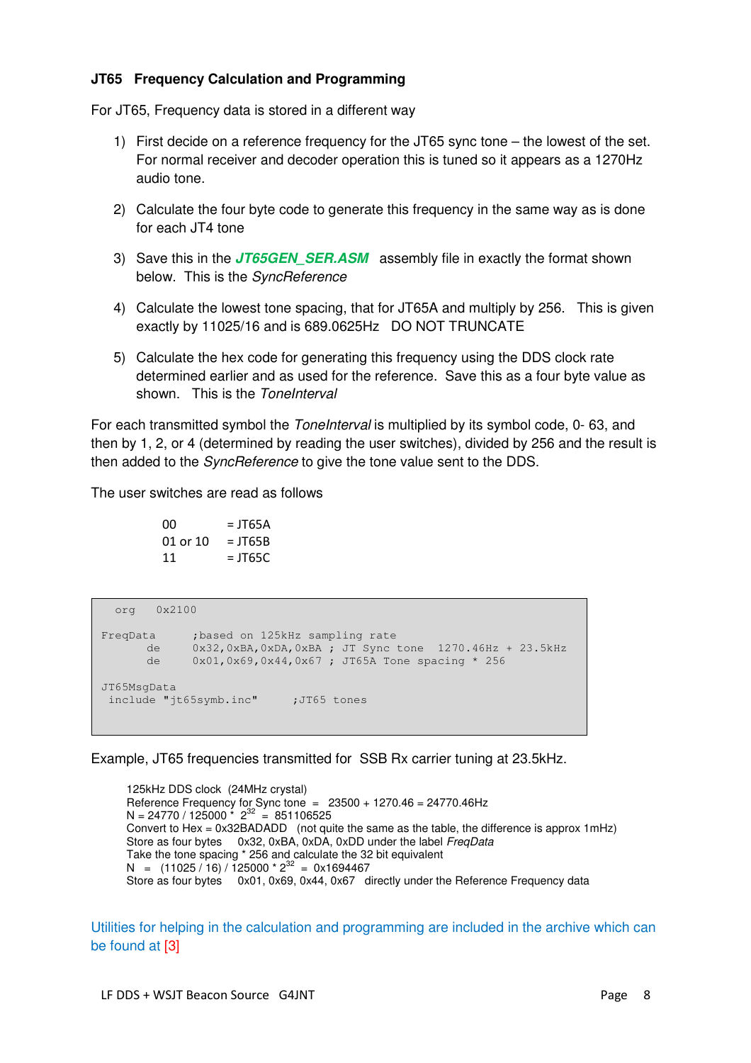### JT65 Frequency Calculation and Programming

For JT65, Frequency data is stored in a different way

1) First decide on a reference frequency for the JT65 sync tone – the lowest of the set. For normal receiver and decoder operation this is tuned so it appears as a 1270Hz audio tone.

2) Calculate the four byte code to generate this frequency in the same way as is done for each JT4 tone

3) Save this in the ***JT65GEN_SER.ASM*** assembly file in exactly the format shown below. This is the *SyncReference*

4) Calculate the lowest tone spacing, that for JT65A and multiply by 256. This is given exactly by 11025/16 and is 689.0625Hz DO NOT TRUNCATE

5) Calculate the hex code for generating this frequency using the DDS clock rate determined earlier and as used for the reference. Save this as a four byte value as shown. This is the *ToneInterval*

For each transmitted symbol the *ToneInterval* is multiplied by its symbol code, 0- 63, and then by 1, 2, or 4 (determined by reading the user switches), divided by 256 and the result is then added to the *SyncReference* to give the tone value sent to the DDS.

The user switches are read as follows

| | |
|---|---|
| 00 | = JT65A |
| 01 or 10 | = JT65B |
| 11 | = JT65C |

```
  org   0x2100

FreqData      ;based on 125kHz sampling rate
       de     0x32,0xBA,0xDA,0xBA ; JT Sync tone  1270.46Hz + 23.5kHz
       de     0x01,0x69,0x44,0x67 ; JT65A Tone spacing * 256

JT65MsgData
 include "jt65symb.inc"      ;JT65 tones
```

Example, JT65 frequencies transmitted for SSB Rx carrier tuning at 23.5kHz.

125kHz DDS clock (24MHz crystal)
Reference Frequency for Sync tone = 23500 + 1270.46 = 24770.46Hz
N = 24770 / 125000 * $2^{32}$ = 851106525
Convert to Hex = 0x32BADADD (not quite the same as the table, the difference is approx 1mHz)
Store as four bytes 0x32, 0xBA, 0xDA, 0xDD under the label *FreqData*
Take the tone spacing * 256 and calculate the 32 bit equivalent
N = (11025 / 16) / 125000 * $2^{32}$ = 0x1694467
Store as four bytes 0x01, 0x69, 0x44, 0x67 directly under the Reference Frequency data

Utilities for helping in the calculation and programming are included in the archive which can be found at [3]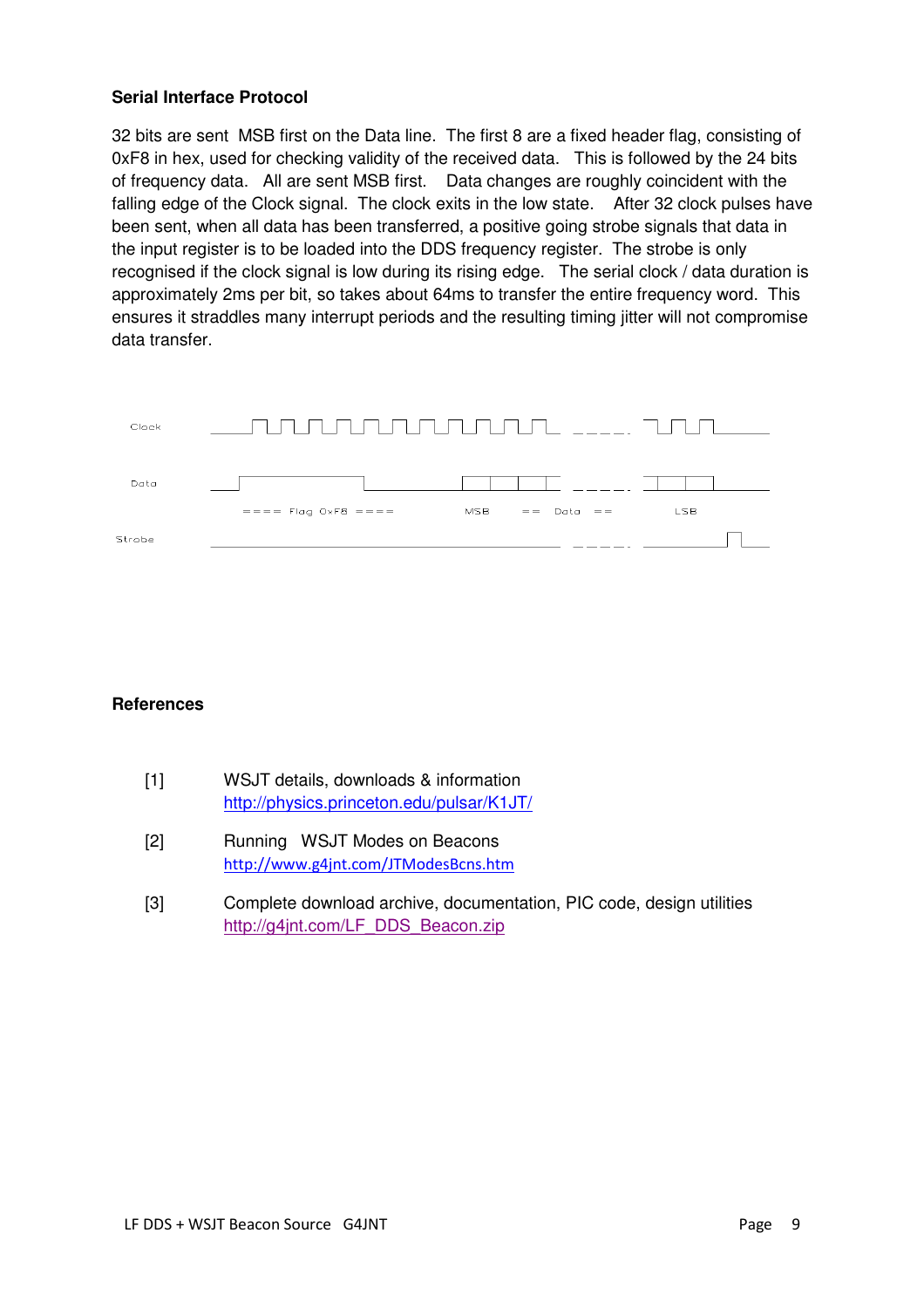**Serial Interface Protocol**

32 bits are sent MSB first on the Data line. The first 8 are a fixed header flag, consisting of 0xF8 in hex, used for checking validity of the received data. This is followed by the 24 bits of frequency data. All are sent MSB first. Data changes are roughly coincident with the falling edge of the Clock signal. The clock exits in the low state. After 32 clock pulses have been sent, when all data has been transferred, a positive going strobe signals that data in the input register is to be loaded into the DDS frequency register. The strobe is only recognised if the clock signal is low during its rising edge. The serial clock / data duration is approximately 2ms per bit, so takes about 64ms to transfer the entire frequency word. This ensures it straddles many interrupt periods and the resulting timing jitter will not compromise data transfer.

Clock

Data

==== Flag 0xF8 ==== MSB == Data == LSB

Strobe

**References**

[1] WSJT details, downloads & information
http://physics.princeton.edu/pulsar/K1JT/

[2] Running WSJT Modes on Beacons
http://www.g4jnt.com/JTModesBcns.htm

[3] Complete download archive, documentation, PIC code, design utilities
http://g4jnt.com/LF_DDS_Beacon.zip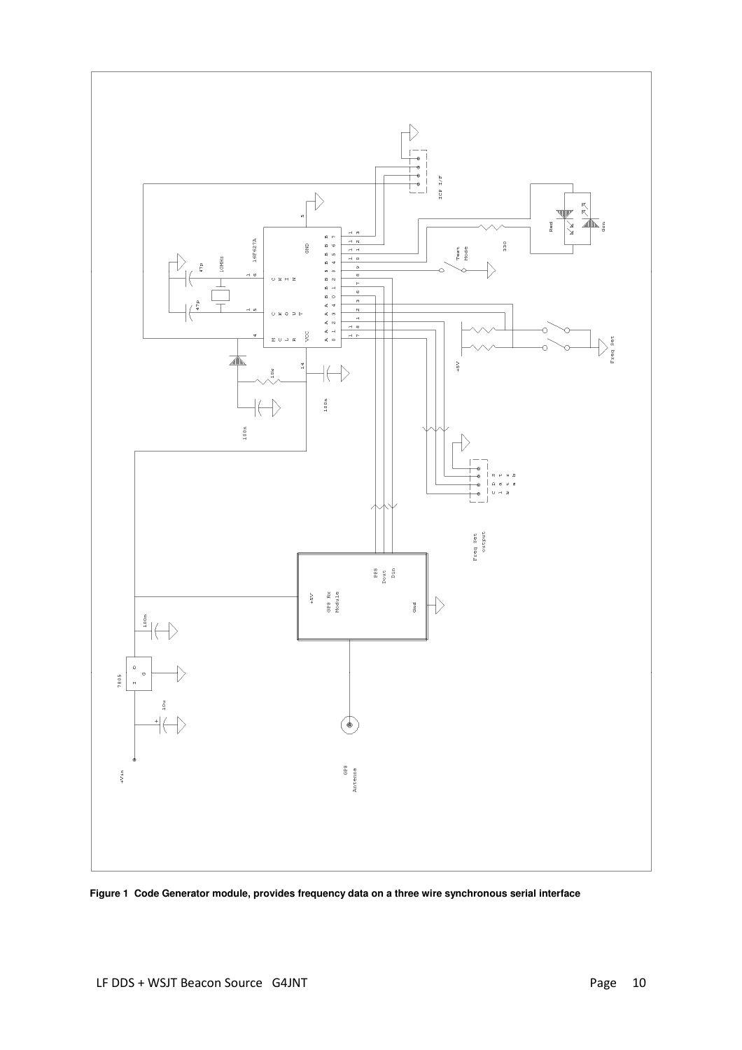**Figure 1 Code Generator module, provides frequency data on a three wire synchronous serial interface**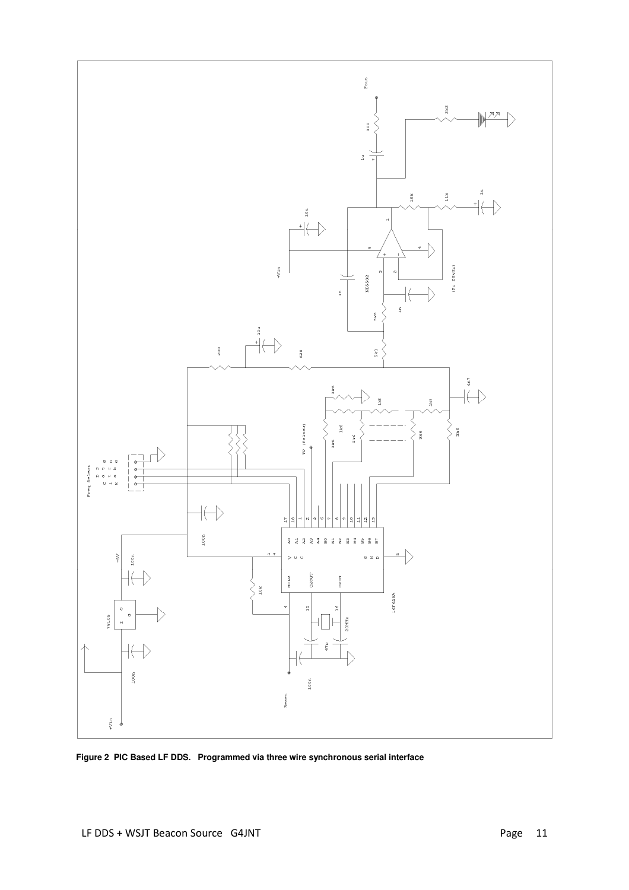**Figure 2 PIC Based LF DDS. Programmed via three wire synchronous serial interface**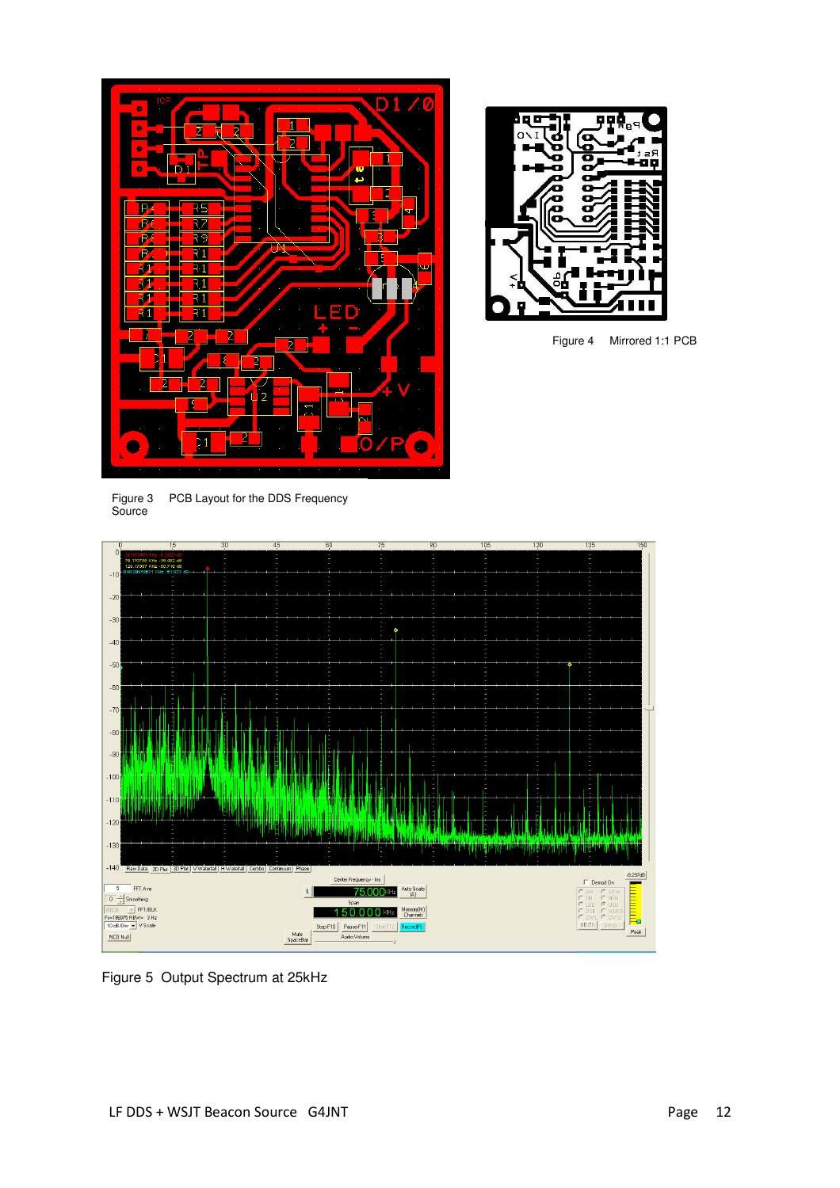Figure 3 PCB Layout for the DDS Frequency Source

Figure 4 Mirrored 1:1 PCB

Figure 5 Output Spectrum at 25kHz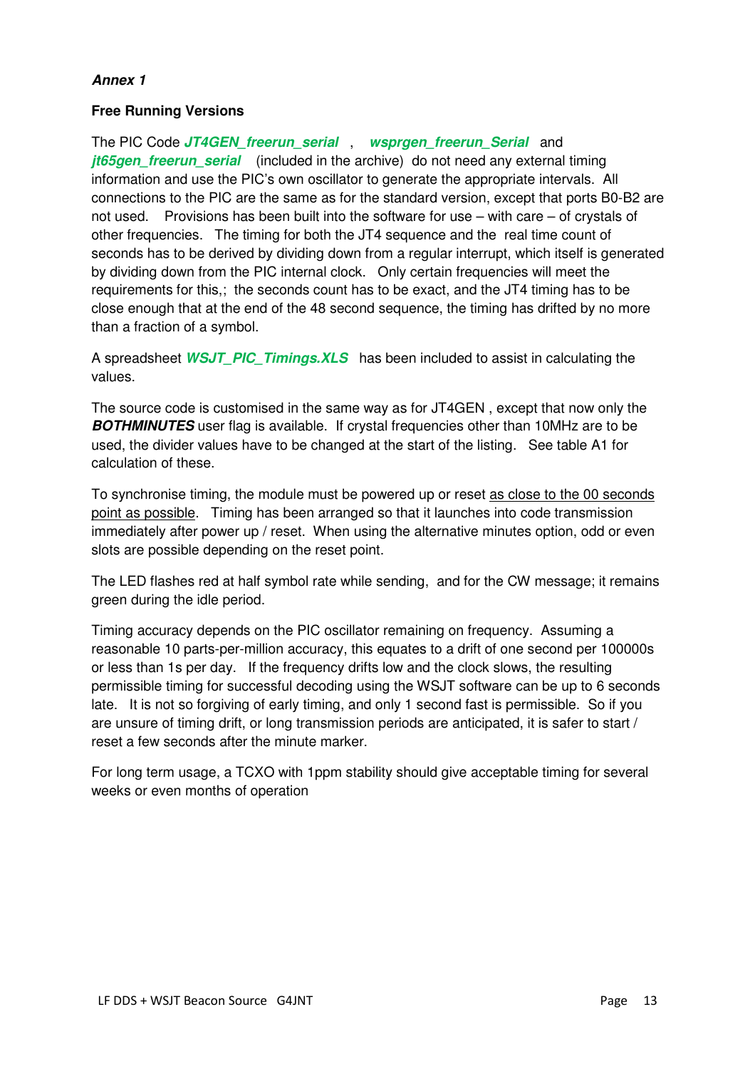***Annex 1***

**Free Running Versions**

The PIC Code ***JT4GEN_freerun_serial*** , ***wsprgen_freerun_Serial*** and ***jt65gen_freerun_serial*** (included in the archive) do not need any external timing information and use the PIC's own oscillator to generate the appropriate intervals. All connections to the PIC are the same as for the standard version, except that ports B0-B2 are not used. Provisions has been built into the software for use – with care – of crystals of other frequencies. The timing for both the JT4 sequence and the real time count of seconds has to be derived by dividing down from a regular interrupt, which itself is generated by dividing down from the PIC internal clock. Only certain frequencies will meet the requirements for this,; the seconds count has to be exact, and the JT4 timing has to be close enough that at the end of the 48 second sequence, the timing has drifted by no more than a fraction of a symbol.

A spreadsheet ***WSJT_PIC_Timings.XLS*** has been included to assist in calculating the values.

The source code is customised in the same way as for JT4GEN , except that now only the ***BOTHMINUTES*** user flag is available. If crystal frequencies other than 10MHz are to be used, the divider values have to be changed at the start of the listing. See table A1 for calculation of these.

To synchronise timing, the module must be powered up or reset <u>as close to the 00 seconds point as possible</u>. Timing has been arranged so that it launches into code transmission immediately after power up / reset. When using the alternative minutes option, odd or even slots are possible depending on the reset point.

The LED flashes red at half symbol rate while sending, and for the CW message; it remains green during the idle period.

Timing accuracy depends on the PIC oscillator remaining on frequency. Assuming a reasonable 10 parts-per-million accuracy, this equates to a drift of one second per 100000s or less than 1s per day. If the frequency drifts low and the clock slows, the resulting permissible timing for successful decoding using the WSJT software can be up to 6 seconds late. It is not so forgiving of early timing, and only 1 second fast is permissible. So if you are unsure of timing drift, or long transmission periods are anticipated, it is safer to start / reset a few seconds after the minute marker.

For long term usage, a TCXO with 1ppm stability should give acceptable timing for several weeks or even months of operation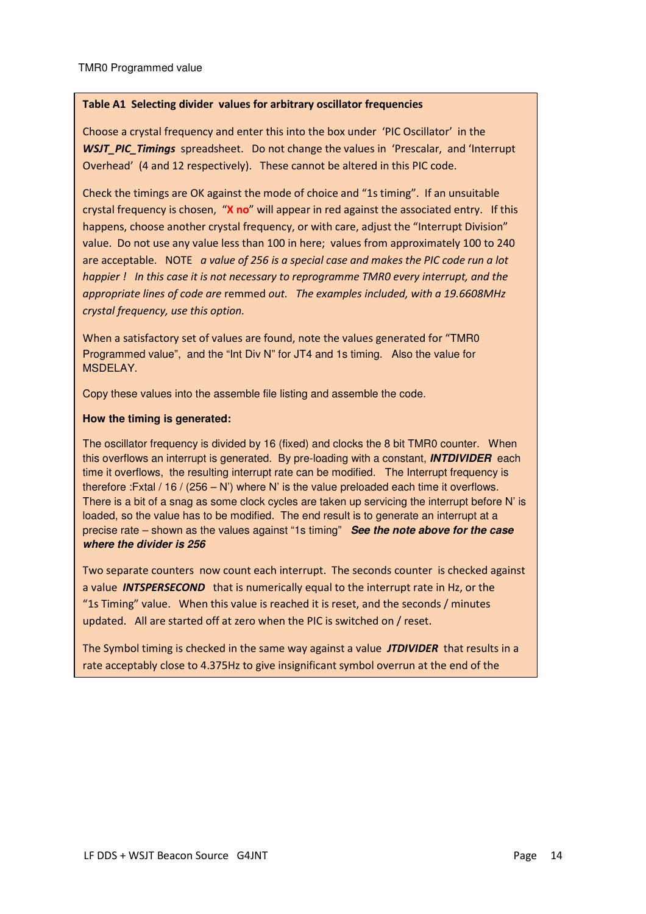TMR0 Programmed value

**Table A1 Selecting divider values for arbitrary oscillator frequencies**

Choose a crystal frequency and enter this into the box under 'PIC Oscillator' in the ***WSJT_PIC_Timings*** spreadsheet. Do not change the values in 'Prescalar, and 'Interrupt Overhead' (4 and 12 respectively). These cannot be altered in this PIC code.

Check the timings are OK against the mode of choice and "1s timing". If an unsuitable crystal frequency is chosen, "**X no**" will appear in red against the associated entry. If this happens, choose another crystal frequency, or with care, adjust the "Interrupt Division" value. Do not use any value less than 100 in here; values from approximately 100 to 240 are acceptable. NOTE *a value of 256 is a special case and makes the PIC code run a lot happier ! In this case it is not necessary to reprogramme TMR0 every interrupt, and the appropriate lines of code are* remmed *out. The examples included, with a 19.6608MHz crystal frequency, use this option.*

When a satisfactory set of values are found, note the values generated for "TMR0 Programmed value", and the "Int Div N" for JT4 and 1s timing. Also the value for MSDELAY.

Copy these values into the assemble file listing and assemble the code.

**How the timing is generated:**

The oscillator frequency is divided by 16 (fixed) and clocks the 8 bit TMR0 counter. When this overflows an interrupt is generated. By pre-loading with a constant, ***INTDIVIDER*** each time it overflows, the resulting interrupt rate can be modified. The Interrupt frequency is therefore :Fxtal / 16 / (256 – N') where N' is the value preloaded each time it overflows. There is a bit of a snag as some clock cycles are taken up servicing the interrupt before N' is loaded, so the value has to be modified. The end result is to generate an interrupt at a precise rate – shown as the values against "1s timing" ***See the note above for the case where the divider is 256***

Two separate counters now count each interrupt. The seconds counter is checked against a value ***INTSPERSECOND*** that is numerically equal to the interrupt rate in Hz, or the "1s Timing" value. When this value is reached it is reset, and the seconds / minutes updated. All are started off at zero when the PIC is switched on / reset.

The Symbol timing is checked in the same way against a value ***JTDIVIDER*** that results in a rate acceptably close to 4.375Hz to give insignificant symbol overrun at the end of the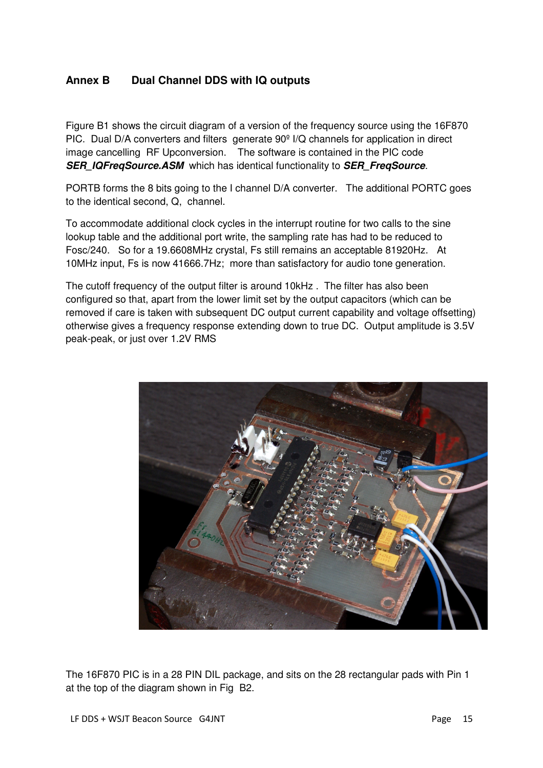## Annex B    Dual Channel DDS with IQ outputs

Figure B1 shows the circuit diagram of a version of the frequency source using the 16F870 PIC. Dual D/A converters and filters generate 90º I/Q channels for application in direct image cancelling RF Upconversion. The software is contained in the PIC code ***SER_IQFreqSource.ASM*** which has identical functionality to ***SER_FreqSource***.

PORTB forms the 8 bits going to the I channel D/A converter. The additional PORTC goes to the identical second, Q, channel.

To accommodate additional clock cycles in the interrupt routine for two calls to the sine lookup table and the additional port write, the sampling rate has had to be reduced to Fosc/240. So for a 19.6608MHz crystal, Fs still remains an acceptable 81920Hz. At 10MHz input, Fs is now 41666.7Hz; more than satisfactory for audio tone generation.

The cutoff frequency of the output filter is around 10kHz . The filter has also been configured so that, apart from the lower limit set by the output capacitors (which can be removed if care is taken with subsequent DC output current capability and voltage offsetting) otherwise gives a frequency response extending down to true DC. Output amplitude is 3.5V peak-peak, or just over 1.2V RMS

The 16F870 PIC is in a 28 PIN DIL package, and sits on the 28 rectangular pads with Pin 1 at the top of the diagram shown in Fig B2.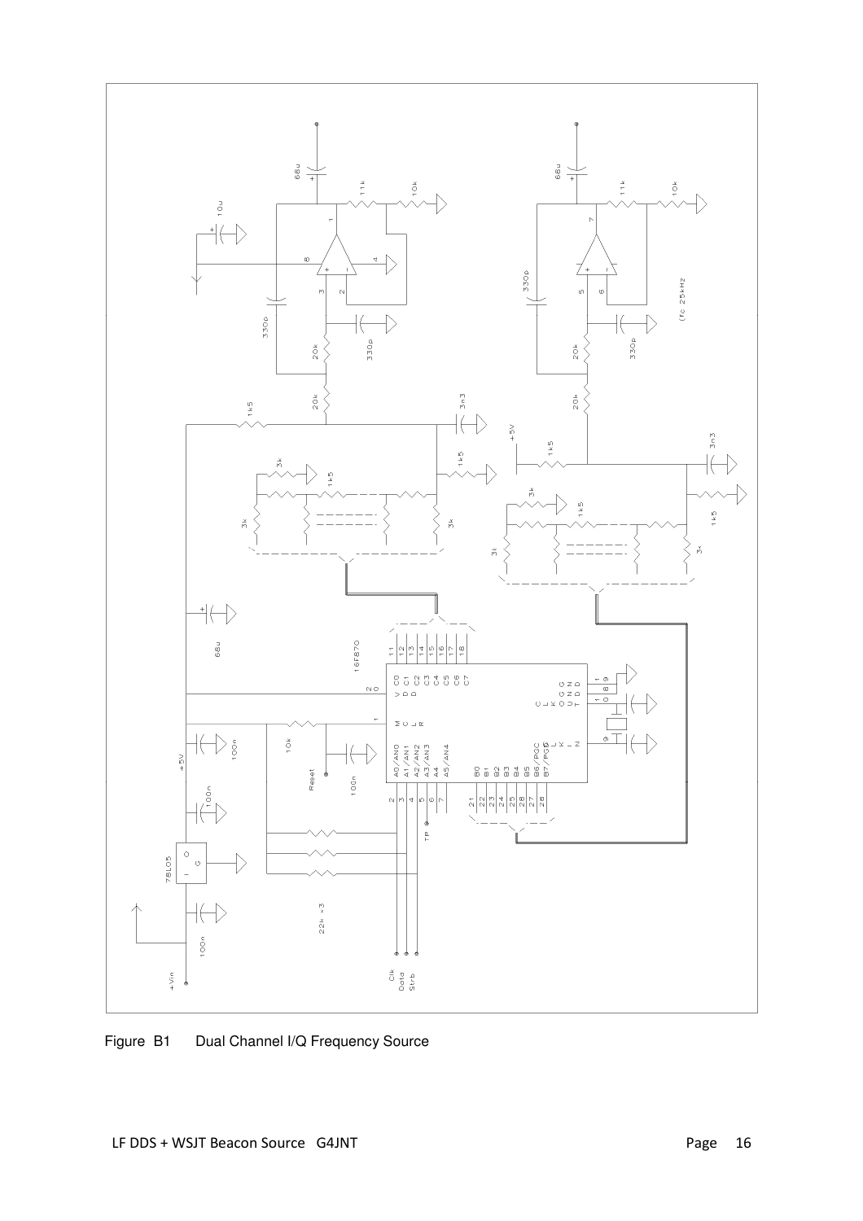Figure B1 Dual Channel I/Q Frequency Source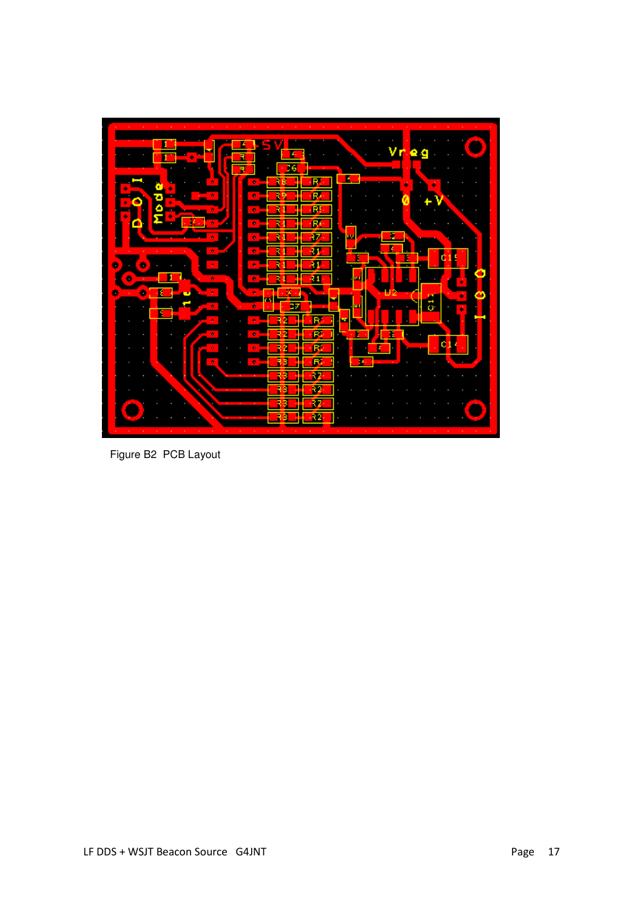Figure B2 PCB Layout